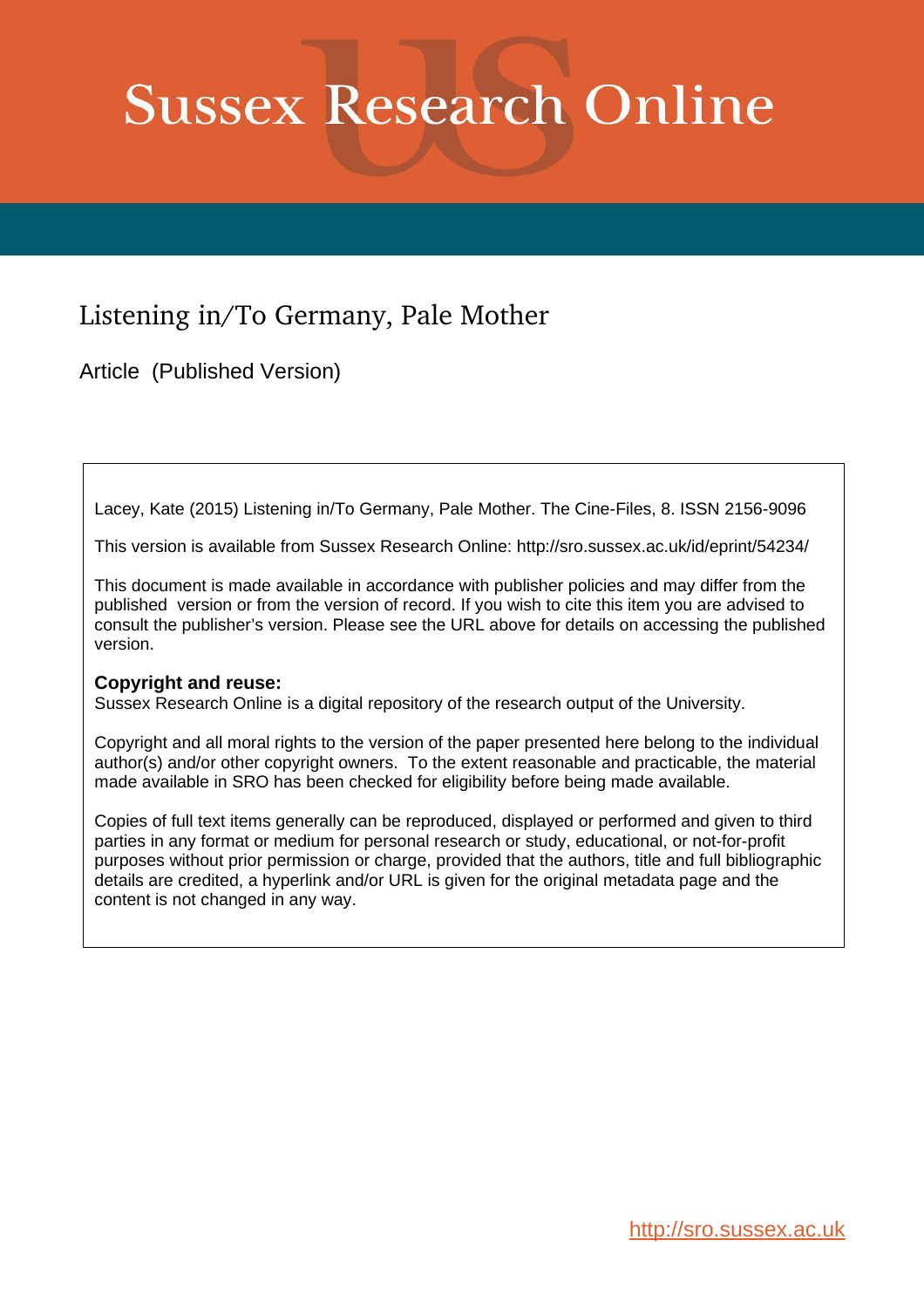# Sussex Research Online

## Listening in/To Germany, Pale Mother

Article (Published Version)

Lacey, Kate (2015) Listening in/To Germany, Pale Mother. The Cine-Files, 8. ISSN 2156-9096

This version is available from Sussex Research Online: http://sro.sussex.ac.uk/id/eprint/54234/

This document is made available in accordance with publisher policies and may differ from the published version or from the version of record. If you wish to cite this item you are advised to consult the publisher's version. Please see the URL above for details on accessing the published version.

**Copyright and reuse:**
Sussex Research Online is a digital repository of the research output of the University.

Copyright and all moral rights to the version of the paper presented here belong to the individual author(s) and/or other copyright owners. To the extent reasonable and practicable, the material made available in SRO has been checked for eligibility before being made available.

Copies of full text items generally can be reproduced, displayed or performed and given to third parties in any format or medium for personal research or study, educational, or not-for-profit purposes without prior permission or charge, provided that the authors, title and full bibliographic details are credited, a hyperlink and/or URL is given for the original metadata page and the content is not changed in any way.

http://sro.sussex.ac.uk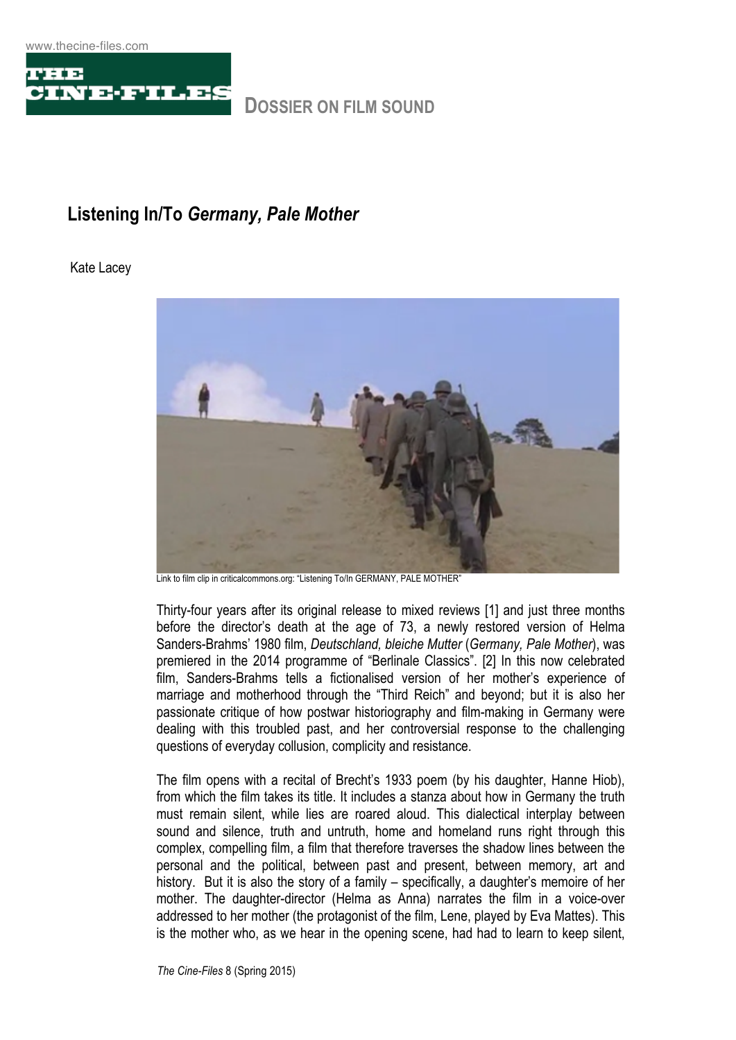# DOSSIER ON FILM SOUND

## Listening In/To *Germany, Pale Mother*

Kate Lacey

Link to film clip in criticalcommons.org: "Listening To/In GERMANY, PALE MOTHER"

Thirty-four years after its original release to mixed reviews [1] and just three months before the director's death at the age of 73, a newly restored version of Helma Sanders-Brahms' 1980 film, *Deutschland, bleiche Mutter* (*Germany, Pale Mother*), was premiered in the 2014 programme of "Berlinale Classics". [2] In this now celebrated film, Sanders-Brahms tells a fictionalised version of her mother's experience of marriage and motherhood through the "Third Reich" and beyond; but it is also her passionate critique of how postwar historiography and film-making in Germany were dealing with this troubled past, and her controversial response to the challenging questions of everyday collusion, complicity and resistance.

The film opens with a recital of Brecht's 1933 poem (by his daughter, Hanne Hiob), from which the film takes its title. It includes a stanza about how in Germany the truth must remain silent, while lies are roared aloud. This dialectical interplay between sound and silence, truth and untruth, home and homeland runs right through this complex, compelling film, a film that therefore traverses the shadow lines between the personal and the political, between past and present, between memory, art and history. But it is also the story of a family – specifically, a daughter's memoire of her mother. The daughter-director (Helma as Anna) narrates the film in a voice-over addressed to her mother (the protagonist of the film, Lene, played by Eva Mattes). This is the mother who, as we hear in the opening scene, had had to learn to keep silent,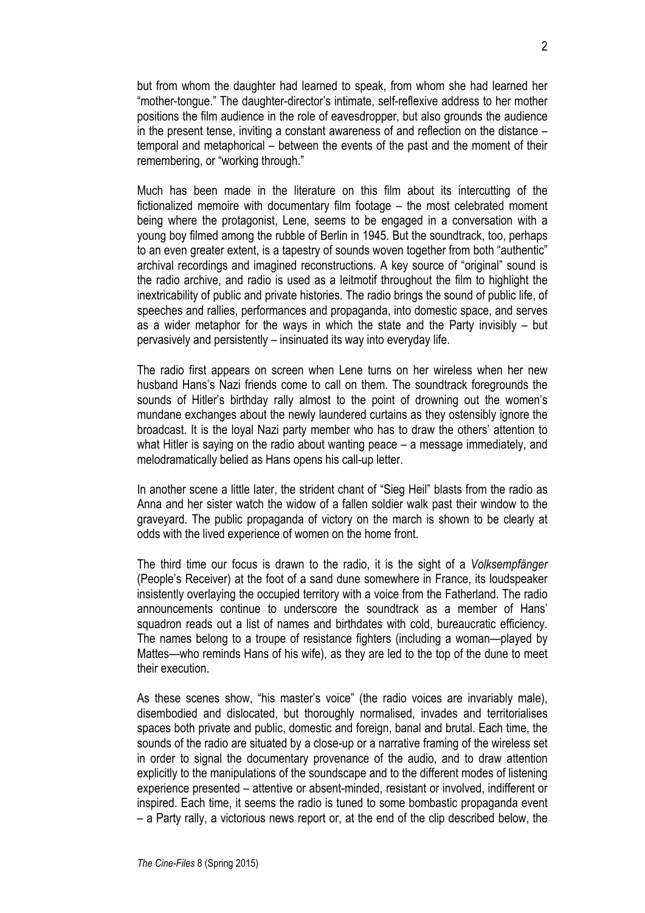but from whom the daughter had learned to speak, from whom she had learned her "mother-tongue." The daughter-director's intimate, self-reflexive address to her mother positions the film audience in the role of eavesdropper, but also grounds the audience in the present tense, inviting a constant awareness of and reflection on the distance – temporal and metaphorical – between the events of the past and the moment of their remembering, or "working through."

Much has been made in the literature on this film about its intercutting of the fictionalized memoire with documentary film footage – the most celebrated moment being where the protagonist, Lene, seems to be engaged in a conversation with a young boy filmed among the rubble of Berlin in 1945. But the soundtrack, too, perhaps to an even greater extent, is a tapestry of sounds woven together from both "authentic" archival recordings and imagined reconstructions. A key source of "original" sound is the radio archive, and radio is used as a leitmotif throughout the film to highlight the inextricability of public and private histories. The radio brings the sound of public life, of speeches and rallies, performances and propaganda, into domestic space, and serves as a wider metaphor for the ways in which the state and the Party invisibly – but pervasively and persistently – insinuated its way into everyday life.

The radio first appears on screen when Lene turns on her wireless when her new husband Hans's Nazi friends come to call on them. The soundtrack foregrounds the sounds of Hitler's birthday rally almost to the point of drowning out the women's mundane exchanges about the newly laundered curtains as they ostensibly ignore the broadcast. It is the loyal Nazi party member who has to draw the others' attention to what Hitler is saying on the radio about wanting peace – a message immediately, and melodramatically belied as Hans opens his call-up letter.

In another scene a little later, the strident chant of "Sieg Heil" blasts from the radio as Anna and her sister watch the widow of a fallen soldier walk past their window to the graveyard. The public propaganda of victory on the march is shown to be clearly at odds with the lived experience of women on the home front.

The third time our focus is drawn to the radio, it is the sight of a *Volksempfänger* (People's Receiver) at the foot of a sand dune somewhere in France, its loudspeaker insistently overlaying the occupied territory with a voice from the Fatherland. The radio announcements continue to underscore the soundtrack as a member of Hans' squadron reads out a list of names and birthdates with cold, bureaucratic efficiency. The names belong to a troupe of resistance fighters (including a woman—played by Mattes—who reminds Hans of his wife), as they are led to the top of the dune to meet their execution.

As these scenes show, "his master's voice" (the radio voices are invariably male), disembodied and dislocated, but thoroughly normalised, invades and territorialises spaces both private and public, domestic and foreign, banal and brutal. Each time, the sounds of the radio are situated by a close-up or a narrative framing of the wireless set in order to signal the documentary provenance of the audio, and to draw attention explicitly to the manipulations of the soundscape and to the different modes of listening experience presented – attentive or absent-minded, resistant or involved, indifferent or inspired. Each time, it seems the radio is tuned to some bombastic propaganda event – a Party rally, a victorious news report or, at the end of the clip described below, the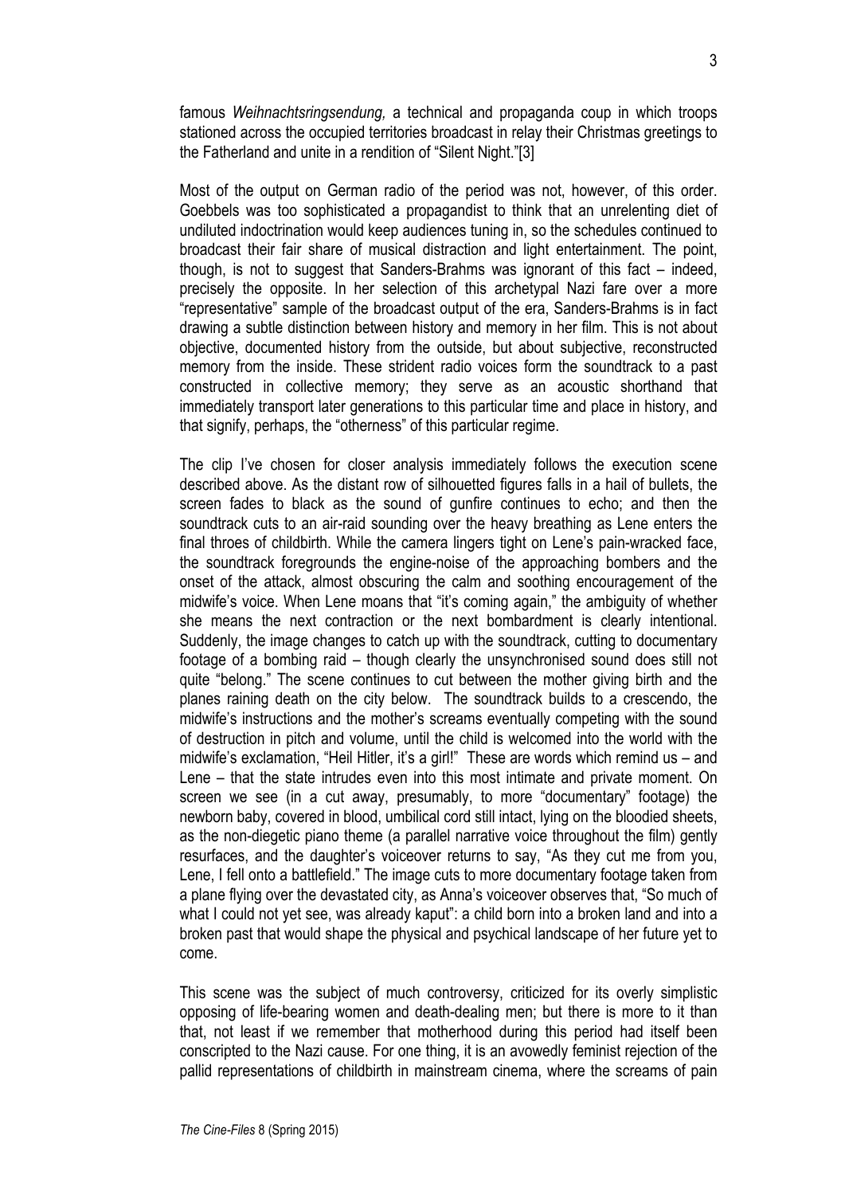famous *Weihnachtsringsendung,* a technical and propaganda coup in which troops stationed across the occupied territories broadcast in relay their Christmas greetings to the Fatherland and unite in a rendition of "Silent Night."[3]

Most of the output on German radio of the period was not, however, of this order. Goebbels was too sophisticated a propagandist to think that an unrelenting diet of undiluted indoctrination would keep audiences tuning in, so the schedules continued to broadcast their fair share of musical distraction and light entertainment. The point, though, is not to suggest that Sanders-Brahms was ignorant of this fact – indeed, precisely the opposite. In her selection of this archetypal Nazi fare over a more "representative" sample of the broadcast output of the era, Sanders-Brahms is in fact drawing a subtle distinction between history and memory in her film. This is not about objective, documented history from the outside, but about subjective, reconstructed memory from the inside. These strident radio voices form the soundtrack to a past constructed in collective memory; they serve as an acoustic shorthand that immediately transport later generations to this particular time and place in history, and that signify, perhaps, the "otherness" of this particular regime.

The clip I've chosen for closer analysis immediately follows the execution scene described above. As the distant row of silhouetted figures falls in a hail of bullets, the screen fades to black as the sound of gunfire continues to echo; and then the soundtrack cuts to an air-raid sounding over the heavy breathing as Lene enters the final throes of childbirth. While the camera lingers tight on Lene's pain-wracked face, the soundtrack foregrounds the engine-noise of the approaching bombers and the onset of the attack, almost obscuring the calm and soothing encouragement of the midwife's voice. When Lene moans that "it's coming again," the ambiguity of whether she means the next contraction or the next bombardment is clearly intentional. Suddenly, the image changes to catch up with the soundtrack, cutting to documentary footage of a bombing raid – though clearly the unsynchronised sound does still not quite "belong." The scene continues to cut between the mother giving birth and the planes raining death on the city below. The soundtrack builds to a crescendo, the midwife's instructions and the mother's screams eventually competing with the sound of destruction in pitch and volume, until the child is welcomed into the world with the midwife's exclamation, "Heil Hitler, it's a girl!" These are words which remind us – and Lene – that the state intrudes even into this most intimate and private moment. On screen we see (in a cut away, presumably, to more "documentary" footage) the newborn baby, covered in blood, umbilical cord still intact, lying on the bloodied sheets, as the non-diegetic piano theme (a parallel narrative voice throughout the film) gently resurfaces, and the daughter's voiceover returns to say, "As they cut me from you, Lene, I fell onto a battlefield." The image cuts to more documentary footage taken from a plane flying over the devastated city, as Anna's voiceover observes that, "So much of what I could not yet see, was already kaput": a child born into a broken land and into a broken past that would shape the physical and psychical landscape of her future yet to come.

This scene was the subject of much controversy, criticized for its overly simplistic opposing of life-bearing women and death-dealing men; but there is more to it than that, not least if we remember that motherhood during this period had itself been conscripted to the Nazi cause. For one thing, it is an avowedly feminist rejection of the pallid representations of childbirth in mainstream cinema, where the screams of pain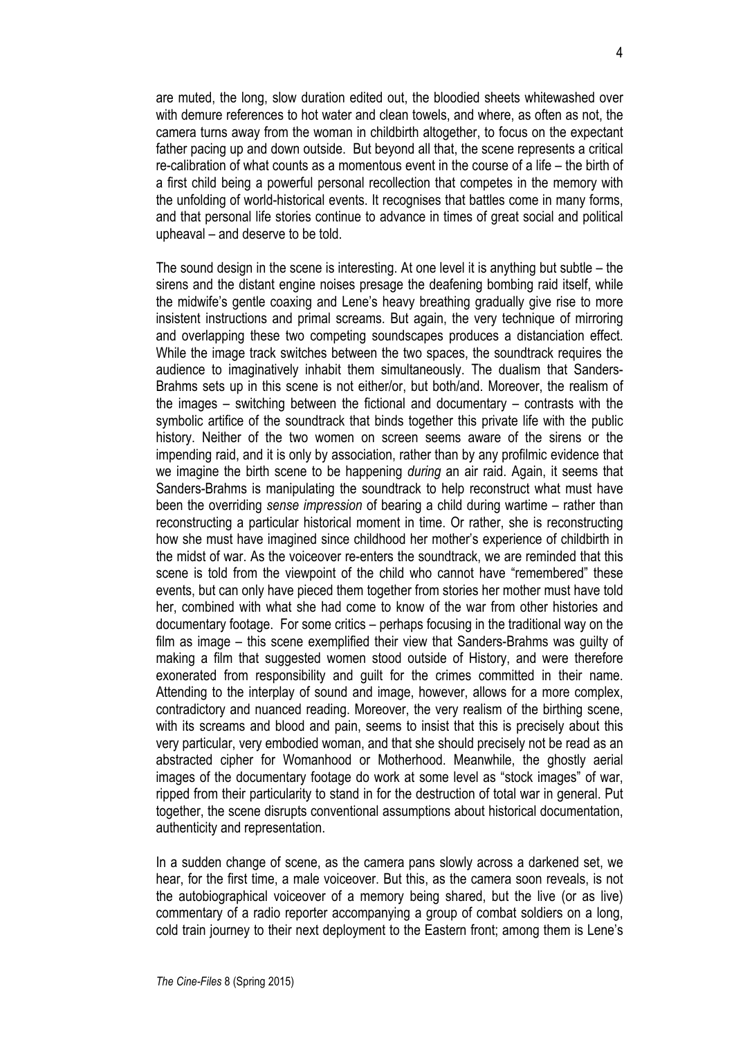are muted, the long, slow duration edited out, the bloodied sheets whitewashed over with demure references to hot water and clean towels, and where, as often as not, the camera turns away from the woman in childbirth altogether, to focus on the expectant father pacing up and down outside. But beyond all that, the scene represents a critical re-calibration of what counts as a momentous event in the course of a life – the birth of a first child being a powerful personal recollection that competes in the memory with the unfolding of world-historical events. It recognises that battles come in many forms, and that personal life stories continue to advance in times of great social and political upheaval – and deserve to be told.

The sound design in the scene is interesting. At one level it is anything but subtle – the sirens and the distant engine noises presage the deafening bombing raid itself, while the midwife's gentle coaxing and Lene's heavy breathing gradually give rise to more insistent instructions and primal screams. But again, the very technique of mirroring and overlapping these two competing soundscapes produces a distanciation effect. While the image track switches between the two spaces, the soundtrack requires the audience to imaginatively inhabit them simultaneously. The dualism that Sanders-Brahms sets up in this scene is not either/or, but both/and. Moreover, the realism of the images – switching between the fictional and documentary – contrasts with the symbolic artifice of the soundtrack that binds together this private life with the public history. Neither of the two women on screen seems aware of the sirens or the impending raid, and it is only by association, rather than by any profilmic evidence that we imagine the birth scene to be happening *during* an air raid. Again, it seems that Sanders-Brahms is manipulating the soundtrack to help reconstruct what must have been the overriding *sense impression* of bearing a child during wartime – rather than reconstructing a particular historical moment in time. Or rather, she is reconstructing how she must have imagined since childhood her mother's experience of childbirth in the midst of war. As the voiceover re-enters the soundtrack, we are reminded that this scene is told from the viewpoint of the child who cannot have "remembered" these events, but can only have pieced them together from stories her mother must have told her, combined with what she had come to know of the war from other histories and documentary footage. For some critics – perhaps focusing in the traditional way on the film as image – this scene exemplified their view that Sanders-Brahms was guilty of making a film that suggested women stood outside of History, and were therefore exonerated from responsibility and guilt for the crimes committed in their name. Attending to the interplay of sound and image, however, allows for a more complex, contradictory and nuanced reading. Moreover, the very realism of the birthing scene, with its screams and blood and pain, seems to insist that this is precisely about this very particular, very embodied woman, and that she should precisely not be read as an abstracted cipher for Womanhood or Motherhood. Meanwhile, the ghostly aerial images of the documentary footage do work at some level as "stock images" of war, ripped from their particularity to stand in for the destruction of total war in general. Put together, the scene disrupts conventional assumptions about historical documentation, authenticity and representation.

In a sudden change of scene, as the camera pans slowly across a darkened set, we hear, for the first time, a male voiceover. But this, as the camera soon reveals, is not the autobiographical voiceover of a memory being shared, but the live (or as live) commentary of a radio reporter accompanying a group of combat soldiers on a long, cold train journey to their next deployment to the Eastern front; among them is Lene's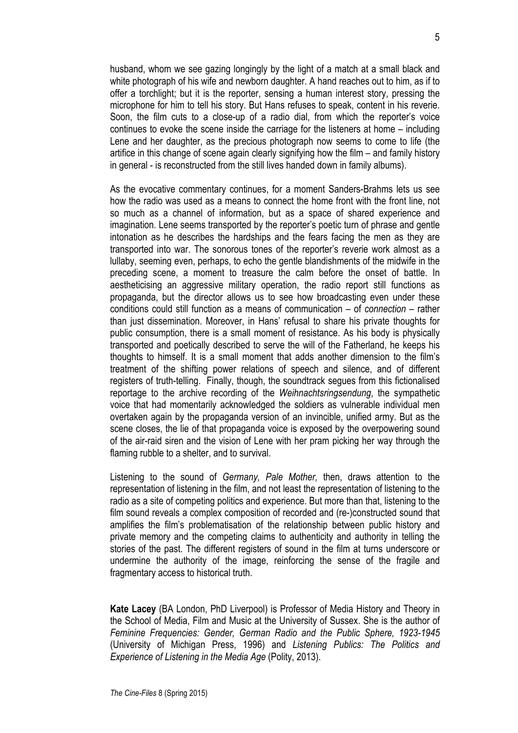husband, whom we see gazing longingly by the light of a match at a small black and white photograph of his wife and newborn daughter. A hand reaches out to him, as if to offer a torchlight; but it is the reporter, sensing a human interest story, pressing the microphone for him to tell his story. But Hans refuses to speak, content in his reverie. Soon, the film cuts to a close-up of a radio dial, from which the reporter's voice continues to evoke the scene inside the carriage for the listeners at home – including Lene and her daughter, as the precious photograph now seems to come to life (the artifice in this change of scene again clearly signifying how the film – and family history in general - is reconstructed from the still lives handed down in family albums).

As the evocative commentary continues, for a moment Sanders-Brahms lets us see how the radio was used as a means to connect the home front with the front line, not so much as a channel of information, but as a space of shared experience and imagination. Lene seems transported by the reporter's poetic turn of phrase and gentle intonation as he describes the hardships and the fears facing the men as they are transported into war. The sonorous tones of the reporter's reverie work almost as a lullaby, seeming even, perhaps, to echo the gentle blandishments of the midwife in the preceding scene, a moment to treasure the calm before the onset of battle. In aestheticising an aggressive military operation, the radio report still functions as propaganda, but the director allows us to see how broadcasting even under these conditions could still function as a means of communication – of *connection* – rather than just dissemination. Moreover, in Hans' refusal to share his private thoughts for public consumption, there is a small moment of resistance. As his body is physically transported and poetically described to serve the will of the Fatherland, he keeps his thoughts to himself. It is a small moment that adds another dimension to the film's treatment of the shifting power relations of speech and silence, and of different registers of truth-telling. Finally, though, the soundtrack segues from this fictionalised reportage to the archive recording of the *Weihnachtsringsendung*, the sympathetic voice that had momentarily acknowledged the soldiers as vulnerable individual men overtaken again by the propaganda version of an invincible, unified army. But as the scene closes, the lie of that propaganda voice is exposed by the overpowering sound of the air-raid siren and the vision of Lene with her pram picking her way through the flaming rubble to a shelter, and to survival.

Listening to the sound of *Germany, Pale Mother,* then, draws attention to the representation of listening in the film, and not least the representation of listening to the radio as a site of competing politics and experience. But more than that, listening to the film sound reveals a complex composition of recorded and (re-)constructed sound that amplifies the film's problematisation of the relationship between public history and private memory and the competing claims to authenticity and authority in telling the stories of the past. The different registers of sound in the film at turns underscore or undermine the authority of the image, reinforcing the sense of the fragile and fragmentary access to historical truth.

**Kate Lacey** (BA London, PhD Liverpool) is Professor of Media History and Theory in the School of Media, Film and Music at the University of Sussex. She is the author of *Feminine Frequencies: Gender, German Radio and the Public Sphere, 1923-1945* (University of Michigan Press, 1996) and *Listening Publics: The Politics and Experience of Listening in the Media Age* (Polity, 2013).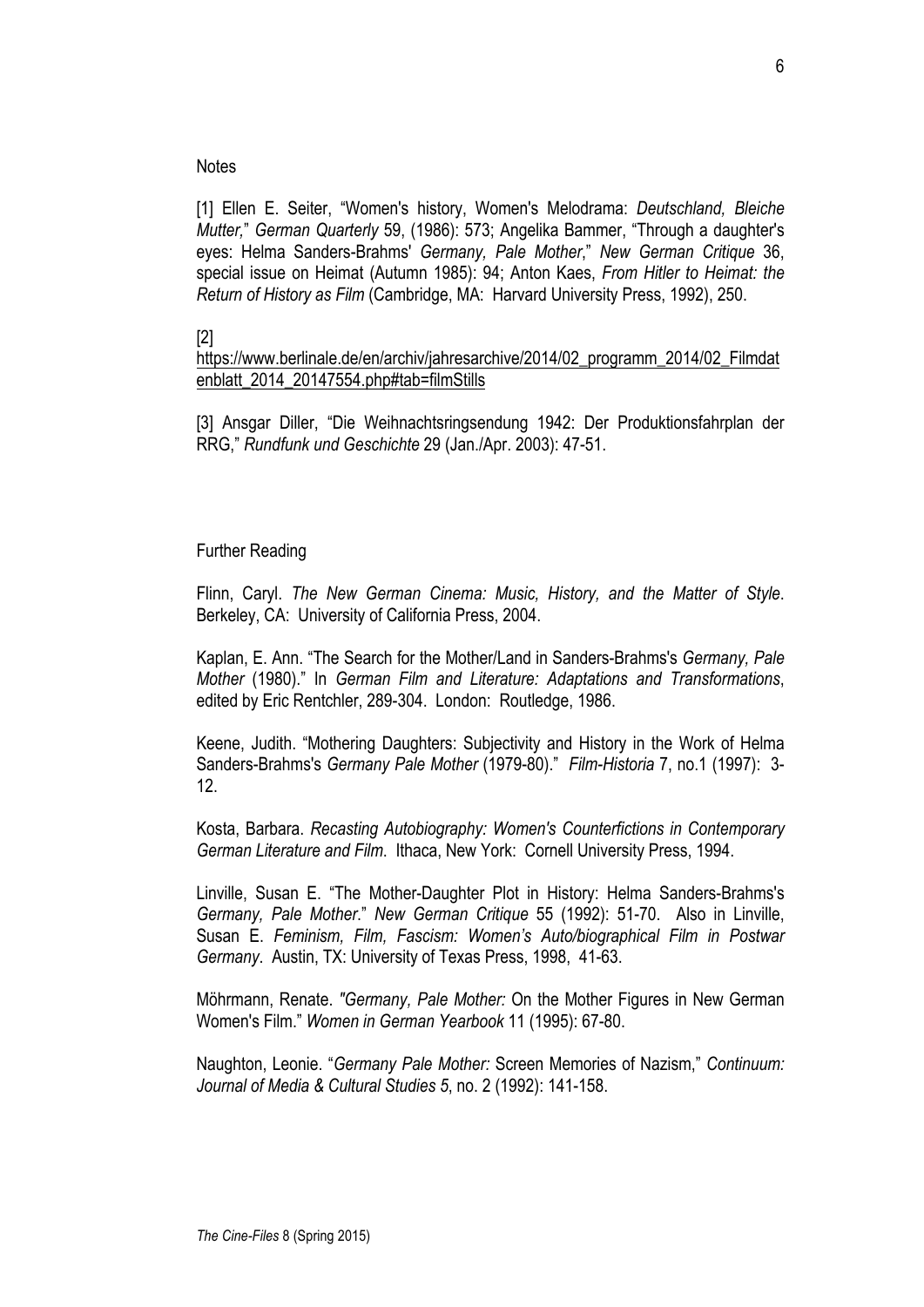Notes

[1] Ellen E. Seiter, "Women's history, Women's Melodrama: *Deutschland, Bleiche Mutter,*" *German Quarterly* 59, (1986): 573; Angelika Bammer, "Through a daughter's eyes: Helma Sanders-Brahms' *Germany, Pale Mother*," *New German Critique* 36, special issue on Heimat (Autumn 1985): 94; Anton Kaes, *From Hitler to Heimat: the Return of History as Film* (Cambridge, MA: Harvard University Press, 1992), 250.

[2] https://www.berlinale.de/en/archiv/jahresarchive/2014/02_programm_2014/02_Filmdatenblatt_2014_20147554.php#tab=filmStills

[3] Ansgar Diller, "Die Weihnachtsringsendung 1942: Der Produktionsfahrplan der RRG," *Rundfunk und Geschichte* 29 (Jan./Apr. 2003): 47-51.

Further Reading

Flinn, Caryl. *The New German Cinema: Music, History, and the Matter of Style*. Berkeley, CA: University of California Press, 2004.

Kaplan, E. Ann. "The Search for the Mother/Land in Sanders-Brahms's *Germany, Pale Mother* (1980)." In *German Film and Literature: Adaptations and Transformations*, edited by Eric Rentchler, 289-304. London: Routledge, 1986.

Keene, Judith. "Mothering Daughters: Subjectivity and History in the Work of Helma Sanders-Brahms's *Germany Pale Mother* (1979-80)." *Film-Historia* 7, no.1 (1997): 3-12.

Kosta, Barbara. *Recasting Autobiography: Women's Counterfictions in Contemporary German Literature and Film*. Ithaca, New York: Cornell University Press, 1994.

Linville, Susan E. "The Mother-Daughter Plot in History: Helma Sanders-Brahms's *Germany, Pale Mother*." *New German Critique* 55 (1992): 51-70. Also in Linville, Susan E. *Feminism, Film, Fascism: Women's Auto/biographical Film in Postwar Germany*. Austin, TX: University of Texas Press, 1998, 41-63.

Möhrmann, Renate. *"Germany, Pale Mother:* On the Mother Figures in New German Women's Film." *Women in German Yearbook* 11 (1995): 67-80.

Naughton, Leonie. "*Germany Pale Mother:* Screen Memories of Nazism," *Continuum: Journal of Media & Cultural Studies 5*, no. 2 (1992): 141-158.